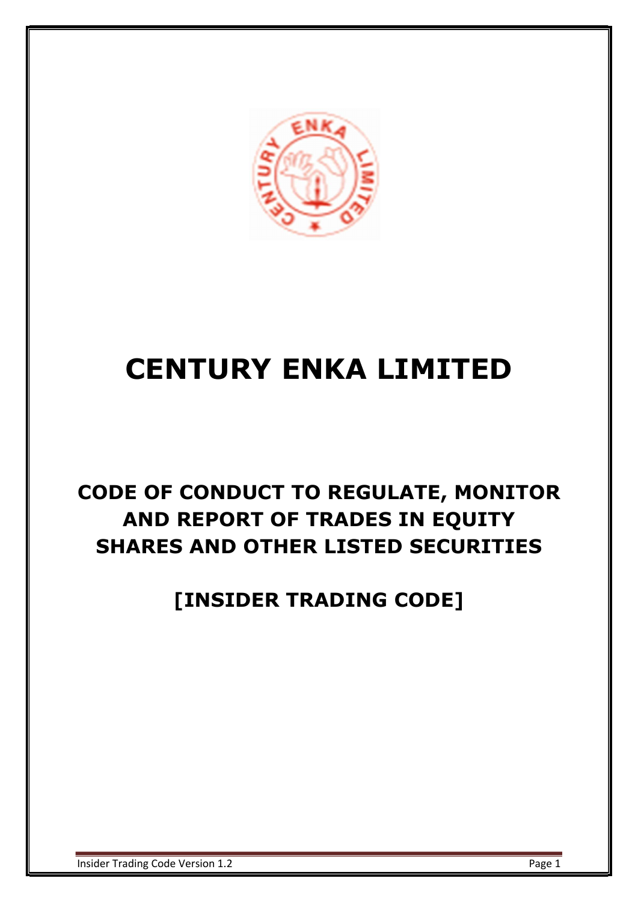# CENTURY ENKA LIMITED

## CODE OF CONDUCT TO REGULATE, MONITOR AND REPORT OF TRADES IN EQUITY SHARES AND OTHER LISTED SECURITIES

## [INSIDER TRADING CODE]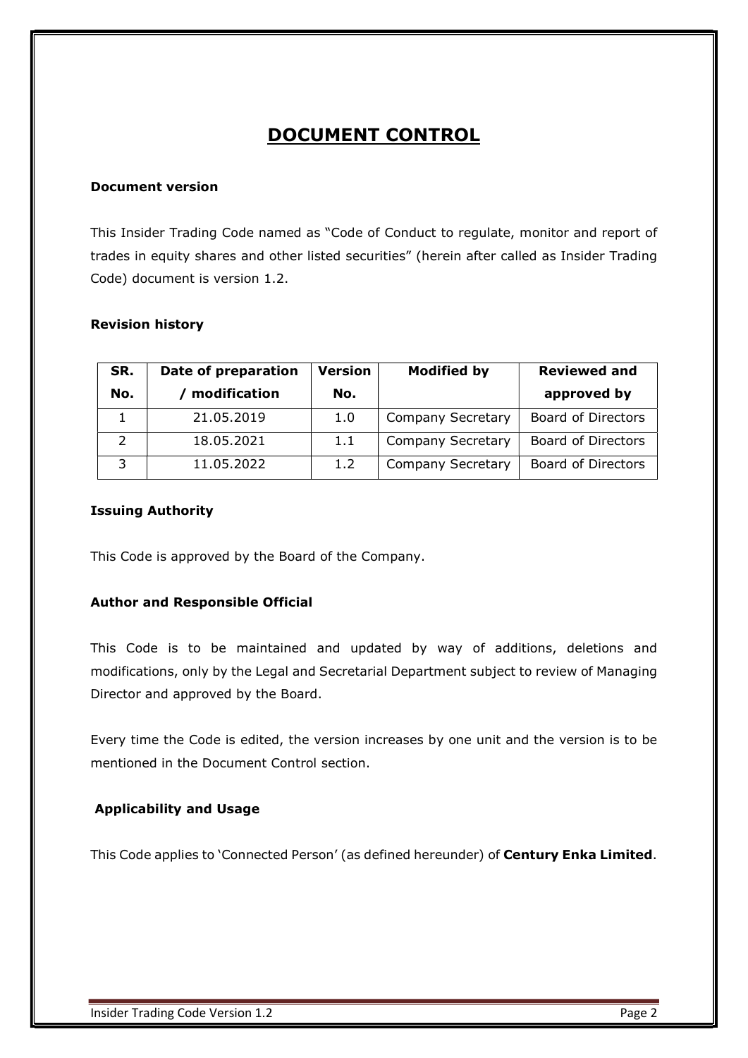# DOCUMENT CONTROL

**Document version**

This Insider Trading Code named as "Code of Conduct to regulate, monitor and report of trades in equity shares and other listed securities" (herein after called as Insider Trading Code) document is version 1.2.

**Revision history**

| SR. No. | Date of preparation / modification | Version No. | Modified by | Reviewed and approved by |
|---|---|---|---|---|
| 1 | 21.05.2019 | 1.0 | Company Secretary | Board of Directors |
| 2 | 18.05.2021 | 1.1 | Company Secretary | Board of Directors |
| 3 | 11.05.2022 | 1.2 | Company Secretary | Board of Directors |

**Issuing Authority**

This Code is approved by the Board of the Company.

**Author and Responsible Official**

This Code is to be maintained and updated by way of additions, deletions and modifications, only by the Legal and Secretarial Department subject to review of Managing Director and approved by the Board.

Every time the Code is edited, the version increases by one unit and the version is to be mentioned in the Document Control section.

**Applicability and Usage**

This Code applies to 'Connected Person' (as defined hereunder) of **Century Enka Limited**.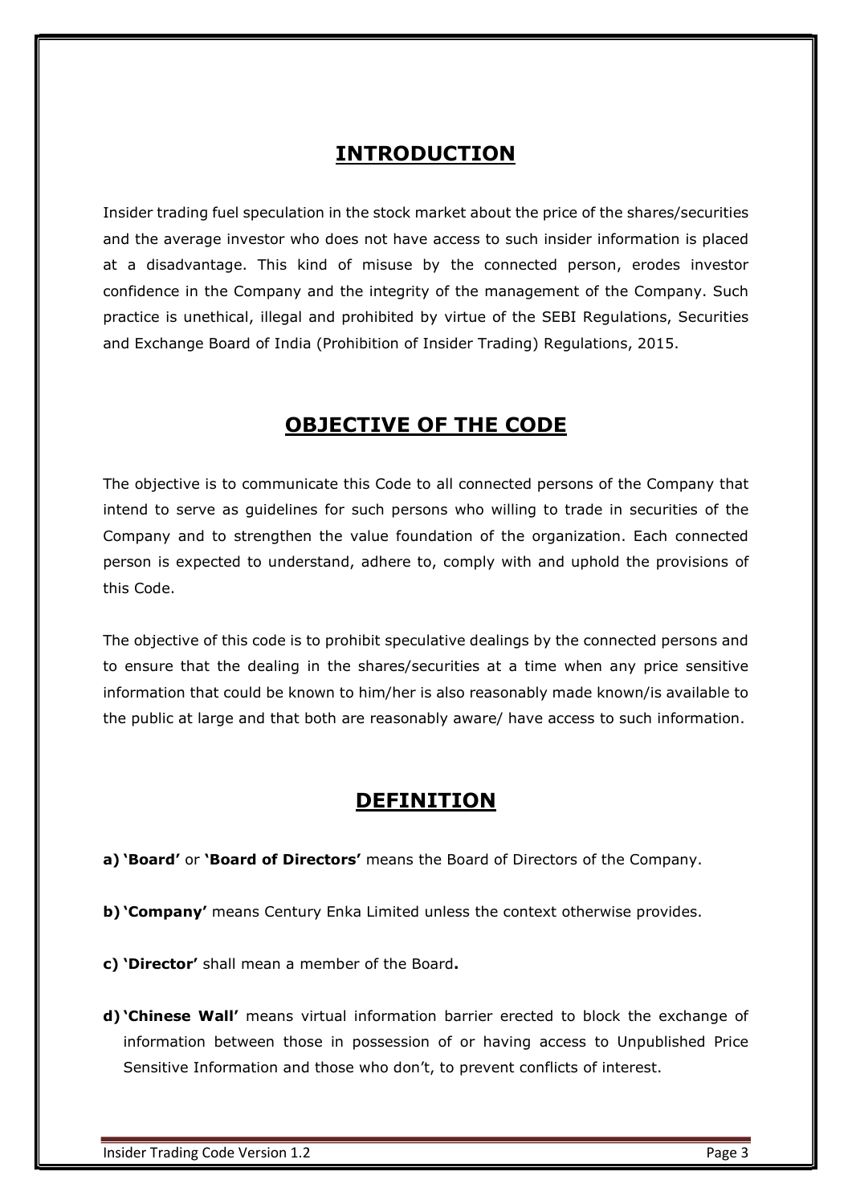## INTRODUCTION

Insider trading fuel speculation in the stock market about the price of the shares/securities and the average investor who does not have access to such insider information is placed at a disadvantage. This kind of misuse by the connected person, erodes investor confidence in the Company and the integrity of the management of the Company. Such practice is unethical, illegal and prohibited by virtue of the SEBI Regulations, Securities and Exchange Board of India (Prohibition of Insider Trading) Regulations, 2015.

## OBJECTIVE OF THE CODE

The objective is to communicate this Code to all connected persons of the Company that intend to serve as guidelines for such persons who willing to trade in securities of the Company and to strengthen the value foundation of the organization. Each connected person is expected to understand, adhere to, comply with and uphold the provisions of this Code.

The objective of this code is to prohibit speculative dealings by the connected persons and to ensure that the dealing in the shares/securities at a time when any price sensitive information that could be known to him/her is also reasonably made known/is available to the public at large and that both are reasonably aware/ have access to such information.

## DEFINITION

**a) 'Board'** or **'Board of Directors'** means the Board of Directors of the Company.

**b) 'Company'** means Century Enka Limited unless the context otherwise provides.

**c) 'Director'** shall mean a member of the Board**.**

**d) 'Chinese Wall'** means virtual information barrier erected to block the exchange of information between those in possession of or having access to Unpublished Price Sensitive Information and those who don't, to prevent conflicts of interest.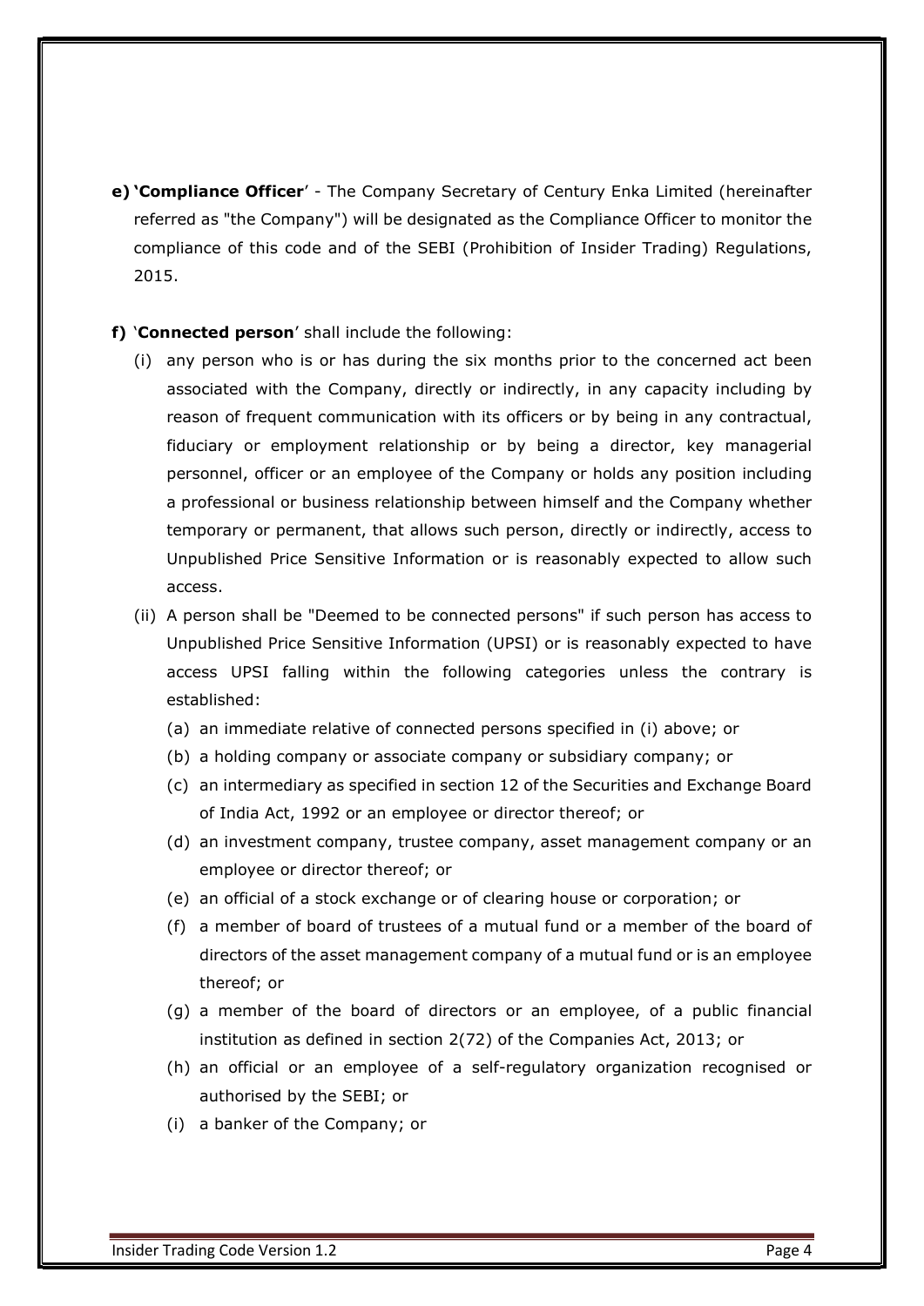**e) 'Compliance Officer'** - The Company Secretary of Century Enka Limited (hereinafter referred as "the Company") will be designated as the Compliance Officer to monitor the compliance of this code and of the SEBI (Prohibition of Insider Trading) Regulations, 2015.

**f) 'Connected person'** shall include the following:

(i) any person who is or has during the six months prior to the concerned act been associated with the Company, directly or indirectly, in any capacity including by reason of frequent communication with its officers or by being in any contractual, fiduciary or employment relationship or by being a director, key managerial personnel, officer or an employee of the Company or holds any position including a professional or business relationship between himself and the Company whether temporary or permanent, that allows such person, directly or indirectly, access to Unpublished Price Sensitive Information or is reasonably expected to allow such access.

(ii) A person shall be "Deemed to be connected persons" if such person has access to Unpublished Price Sensitive Information (UPSI) or is reasonably expected to have access UPSI falling within the following categories unless the contrary is established:

(a) an immediate relative of connected persons specified in (i) above; or

(b) a holding company or associate company or subsidiary company; or

(c) an intermediary as specified in section 12 of the Securities and Exchange Board of India Act, 1992 or an employee or director thereof; or

(d) an investment company, trustee company, asset management company or an employee or director thereof; or

(e) an official of a stock exchange or of clearing house or corporation; or

(f) a member of board of trustees of a mutual fund or a member of the board of directors of the asset management company of a mutual fund or is an employee thereof; or

(g) a member of the board of directors or an employee, of a public financial institution as defined in section 2(72) of the Companies Act, 2013; or

(h) an official or an employee of a self-regulatory organization recognised or authorised by the SEBI; or

(i) a banker of the Company; or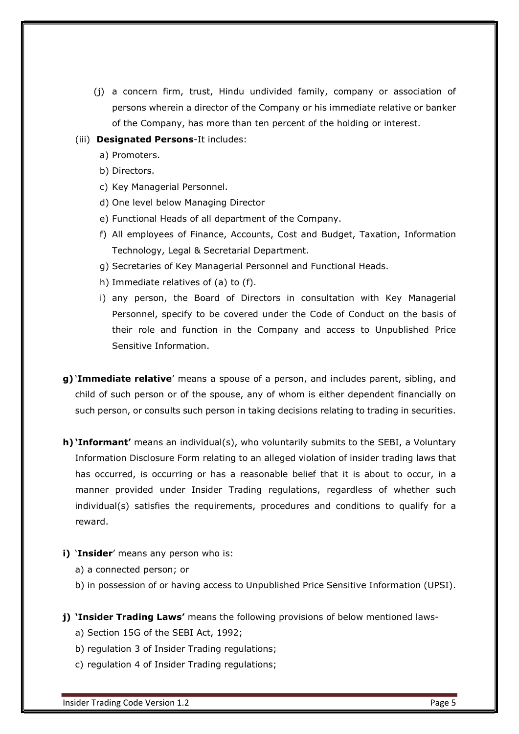(j) a concern firm, trust, Hindu undivided family, company or association of persons wherein a director of the Company or his immediate relative or banker of the Company, has more than ten percent of the holding or interest.

(iii) **Designated Persons**-It includes:

a) Promoters.

b) Directors.

c) Key Managerial Personnel.

d) One level below Managing Director

e) Functional Heads of all department of the Company.

f) All employees of Finance, Accounts, Cost and Budget, Taxation, Information Technology, Legal & Secretarial Department.

g) Secretaries of Key Managerial Personnel and Functional Heads.

h) Immediate relatives of (a) to (f).

i) any person, the Board of Directors in consultation with Key Managerial Personnel, specify to be covered under the Code of Conduct on the basis of their role and function in the Company and access to Unpublished Price Sensitive Information.

**g)** '**Immediate relative**' means a spouse of a person, and includes parent, sibling, and child of such person or of the spouse, any of whom is either dependent financially on such person, or consults such person in taking decisions relating to trading in securities.

**h) 'Informant'** means an individual(s), who voluntarily submits to the SEBI, a Voluntary Information Disclosure Form relating to an alleged violation of insider trading laws that has occurred, is occurring or has a reasonable belief that it is about to occur, in a manner provided under Insider Trading regulations, regardless of whether such individual(s) satisfies the requirements, procedures and conditions to qualify for a reward.

**i)** '**Insider**' means any person who is:

a) a connected person; or

b) in possession of or having access to Unpublished Price Sensitive Information (UPSI).

**j) 'Insider Trading Laws'** means the following provisions of below mentioned laws-

a) Section 15G of the SEBI Act, 1992;

b) regulation 3 of Insider Trading regulations;

c) regulation 4 of Insider Trading regulations;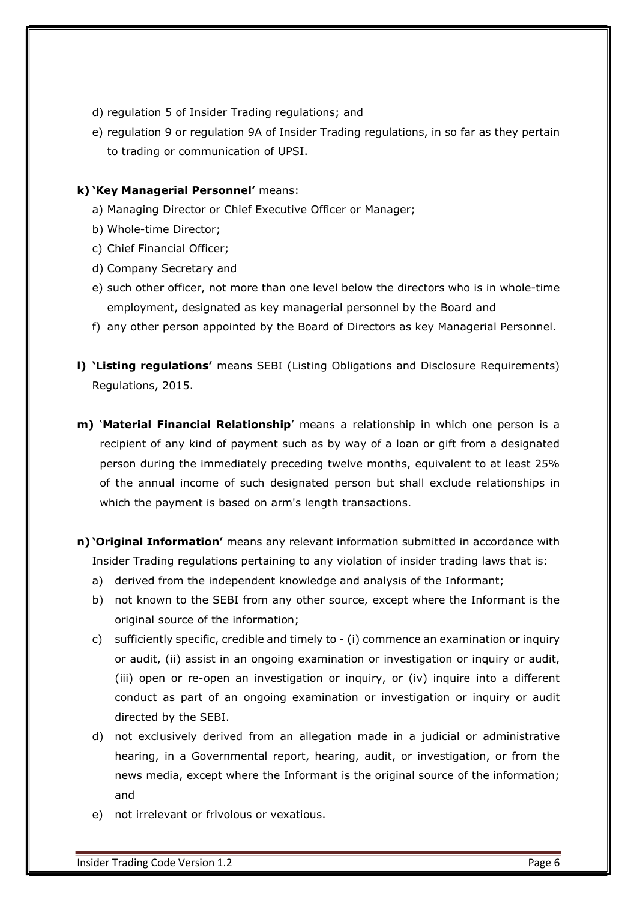d) regulation 5 of Insider Trading regulations; and

e) regulation 9 or regulation 9A of Insider Trading regulations, in so far as they pertain to trading or communication of UPSI.

**k) 'Key Managerial Personnel'** means:

a) Managing Director or Chief Executive Officer or Manager;

b) Whole-time Director;

c) Chief Financial Officer;

d) Company Secretary and

e) such other officer, not more than one level below the directors who is in whole-time employment, designated as key managerial personnel by the Board and

f) any other person appointed by the Board of Directors as key Managerial Personnel.

**l) 'Listing regulations'** means SEBI (Listing Obligations and Disclosure Requirements) Regulations, 2015.

**m) 'Material Financial Relationship'** means a relationship in which one person is a recipient of any kind of payment such as by way of a loan or gift from a designated person during the immediately preceding twelve months, equivalent to at least 25% of the annual income of such designated person but shall exclude relationships in which the payment is based on arm's length transactions.

**n) 'Original Information'** means any relevant information submitted in accordance with Insider Trading regulations pertaining to any violation of insider trading laws that is:

a) derived from the independent knowledge and analysis of the Informant;

b) not known to the SEBI from any other source, except where the Informant is the original source of the information;

c) sufficiently specific, credible and timely to - (i) commence an examination or inquiry or audit, (ii) assist in an ongoing examination or investigation or inquiry or audit, (iii) open or re-open an investigation or inquiry, or (iv) inquire into a different conduct as part of an ongoing examination or investigation or inquiry or audit directed by the SEBI.

d) not exclusively derived from an allegation made in a judicial or administrative hearing, in a Governmental report, hearing, audit, or investigation, or from the news media, except where the Informant is the original source of the information; and

e) not irrelevant or frivolous or vexatious.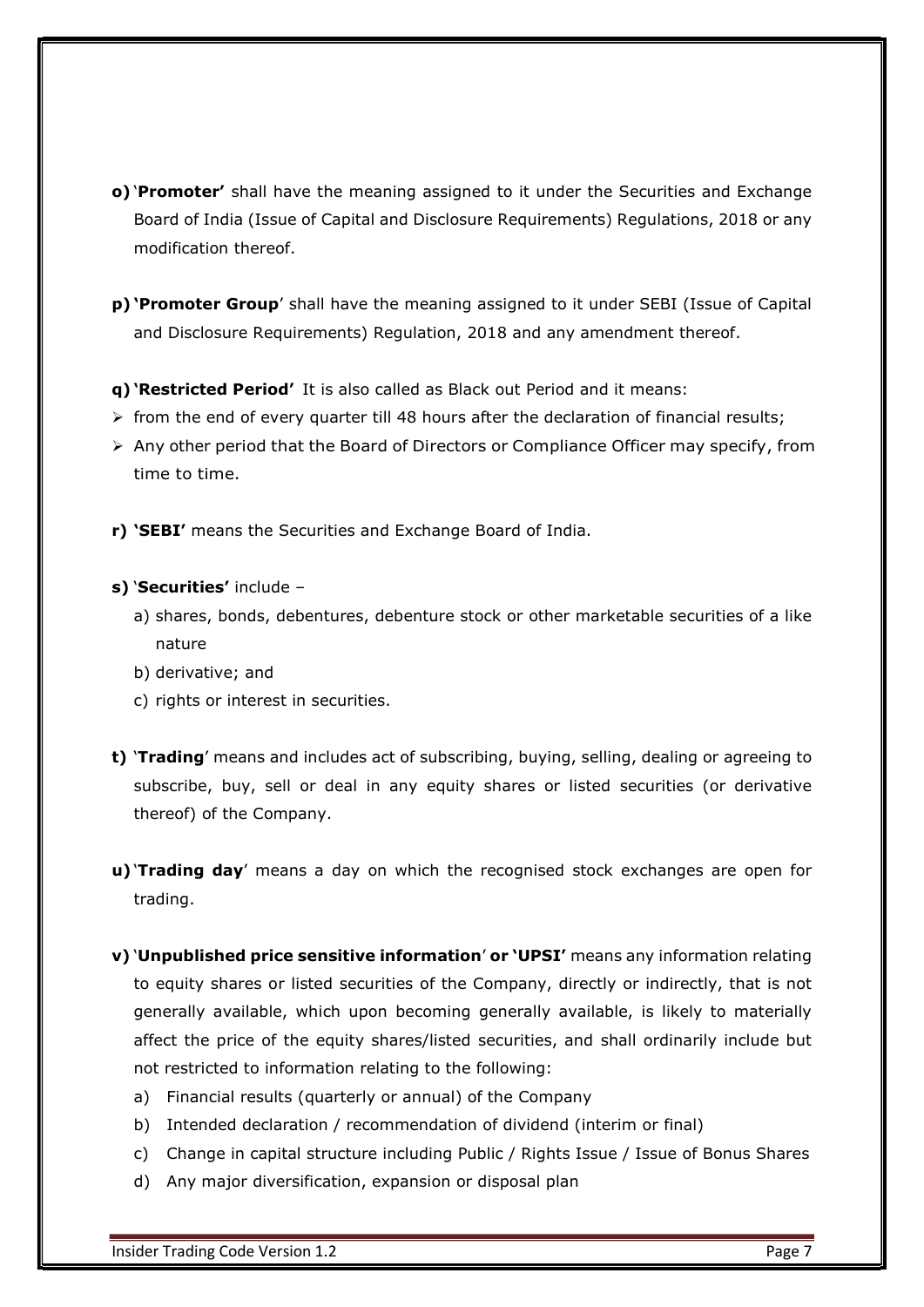**o)** '**Promoter'** shall have the meaning assigned to it under the Securities and Exchange Board of India (Issue of Capital and Disclosure Requirements) Regulations, 2018 or any modification thereof.

**p)** **'Promoter Group**' shall have the meaning assigned to it under SEBI (Issue of Capital and Disclosure Requirements) Regulation, 2018 and any amendment thereof.

**q)** **'Restricted Period'** It is also called as Black out Period and it means:

- from the end of every quarter till 48 hours after the declaration of financial results;
- Any other period that the Board of Directors or Compliance Officer may specify, from time to time.

**r)** **'SEBI'** means the Securities and Exchange Board of India.

**s)** '**Securities'** include –

a) shares, bonds, debentures, debenture stock or other marketable securities of a like nature

b) derivative; and

c) rights or interest in securities.

**t)** '**Trading**' means and includes act of subscribing, buying, selling, dealing or agreeing to subscribe, buy, sell or deal in any equity shares or listed securities (or derivative thereof) of the Company.

**u)** '**Trading day**' means a day on which the recognised stock exchanges are open for trading.

**v)** '**Unpublished price sensitive information**' **or 'UPSI'** means any information relating to equity shares or listed securities of the Company, directly or indirectly, that is not generally available, which upon becoming generally available, is likely to materially affect the price of the equity shares/listed securities, and shall ordinarily include but not restricted to information relating to the following:

a) Financial results (quarterly or annual) of the Company

b) Intended declaration / recommendation of dividend (interim or final)

c) Change in capital structure including Public / Rights Issue / Issue of Bonus Shares

d) Any major diversification, expansion or disposal plan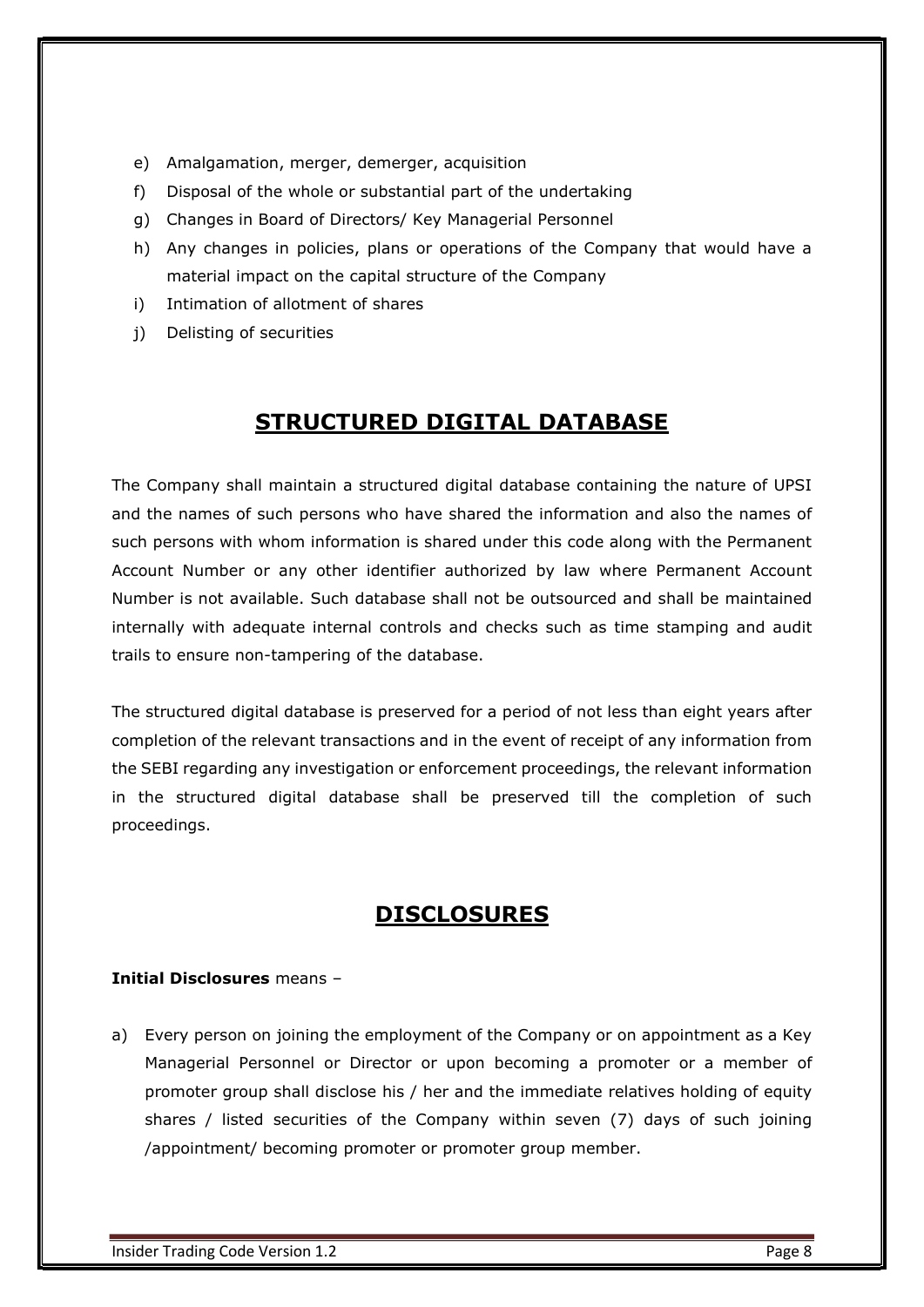e) Amalgamation, merger, demerger, acquisition
f) Disposal of the whole or substantial part of the undertaking
g) Changes in Board of Directors/ Key Managerial Personnel
h) Any changes in policies, plans or operations of the Company that would have a material impact on the capital structure of the Company
i) Intimation of allotment of shares
j) Delisting of securities

## STRUCTURED DIGITAL DATABASE

The Company shall maintain a structured digital database containing the nature of UPSI and the names of such persons who have shared the information and also the names of such persons with whom information is shared under this code along with the Permanent Account Number or any other identifier authorized by law where Permanent Account Number is not available. Such database shall not be outsourced and shall be maintained internally with adequate internal controls and checks such as time stamping and audit trails to ensure non-tampering of the database.

The structured digital database is preserved for a period of not less than eight years after completion of the relevant transactions and in the event of receipt of any information from the SEBI regarding any investigation or enforcement proceedings, the relevant information in the structured digital database shall be preserved till the completion of such proceedings.

## DISCLOSURES

**Initial Disclosures** means –

a) Every person on joining the employment of the Company or on appointment as a Key Managerial Personnel or Director or upon becoming a promoter or a member of promoter group shall disclose his / her and the immediate relatives holding of equity shares / listed securities of the Company within seven (7) days of such joining /appointment/ becoming promoter or promoter group member.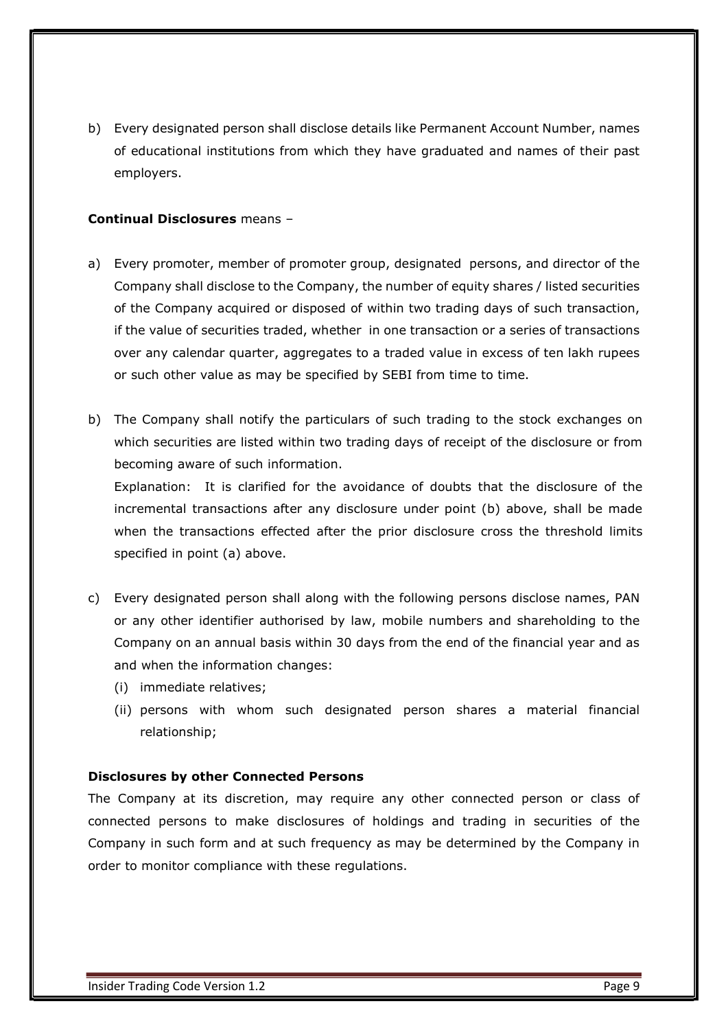b) Every designated person shall disclose details like Permanent Account Number, names of educational institutions from which they have graduated and names of their past employers.

**Continual Disclosures** means –

a) Every promoter, member of promoter group, designated persons, and director of the Company shall disclose to the Company, the number of equity shares / listed securities of the Company acquired or disposed of within two trading days of such transaction, if the value of securities traded, whether in one transaction or a series of transactions over any calendar quarter, aggregates to a traded value in excess of ten lakh rupees or such other value as may be specified by SEBI from time to time.

b) The Company shall notify the particulars of such trading to the stock exchanges on which securities are listed within two trading days of receipt of the disclosure or from becoming aware of such information.

   Explanation: It is clarified for the avoidance of doubts that the disclosure of the incremental transactions after any disclosure under point (b) above, shall be made when the transactions effected after the prior disclosure cross the threshold limits specified in point (a) above.

c) Every designated person shall along with the following persons disclose names, PAN or any other identifier authorised by law, mobile numbers and shareholding to the Company on an annual basis within 30 days from the end of the financial year and as and when the information changes:
   (i) immediate relatives;
   (ii) persons with whom such designated person shares a material financial relationship;

**Disclosures by other Connected Persons**

The Company at its discretion, may require any other connected person or class of connected persons to make disclosures of holdings and trading in securities of the Company in such form and at such frequency as may be determined by the Company in order to monitor compliance with these regulations.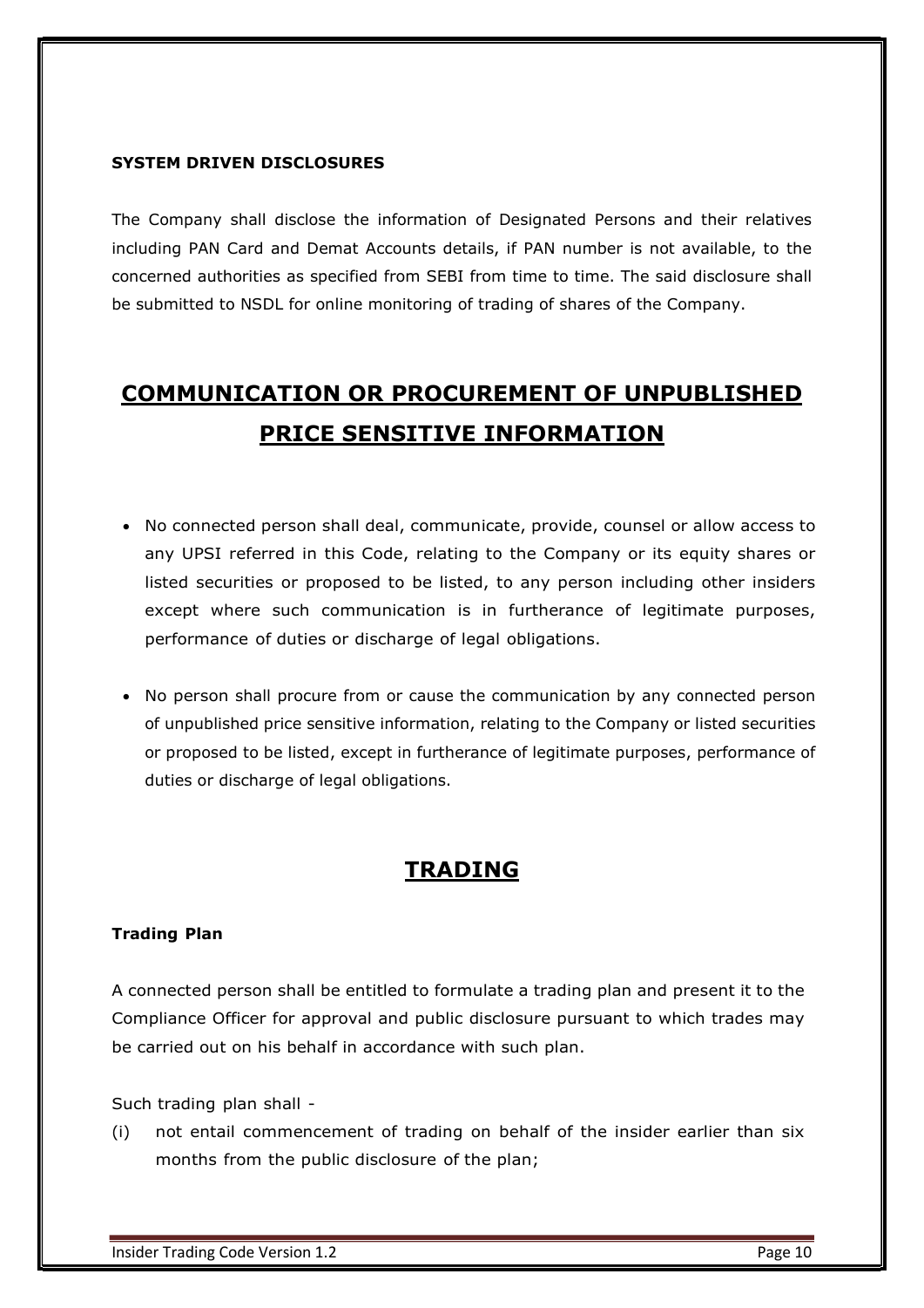**SYSTEM DRIVEN DISCLOSURES**

The Company shall disclose the information of Designated Persons and their relatives including PAN Card and Demat Accounts details, if PAN number is not available, to the concerned authorities as specified from SEBI from time to time. The said disclosure shall be submitted to NSDL for online monitoring of trading of shares of the Company.

# COMMUNICATION OR PROCUREMENT OF UNPUBLISHED PRICE SENSITIVE INFORMATION

- No connected person shall deal, communicate, provide, counsel or allow access to any UPSI referred in this Code, relating to the Company or its equity shares or listed securities or proposed to be listed, to any person including other insiders except where such communication is in furtherance of legitimate purposes, performance of duties or discharge of legal obligations.
- No person shall procure from or cause the communication by any connected person of unpublished price sensitive information, relating to the Company or listed securities or proposed to be listed, except in furtherance of legitimate purposes, performance of duties or discharge of legal obligations.

# TRADING

**Trading Plan**

A connected person shall be entitled to formulate a trading plan and present it to the Compliance Officer for approval and public disclosure pursuant to which trades may be carried out on his behalf in accordance with such plan.

Such trading plan shall -

(i) not entail commencement of trading on behalf of the insider earlier than six months from the public disclosure of the plan;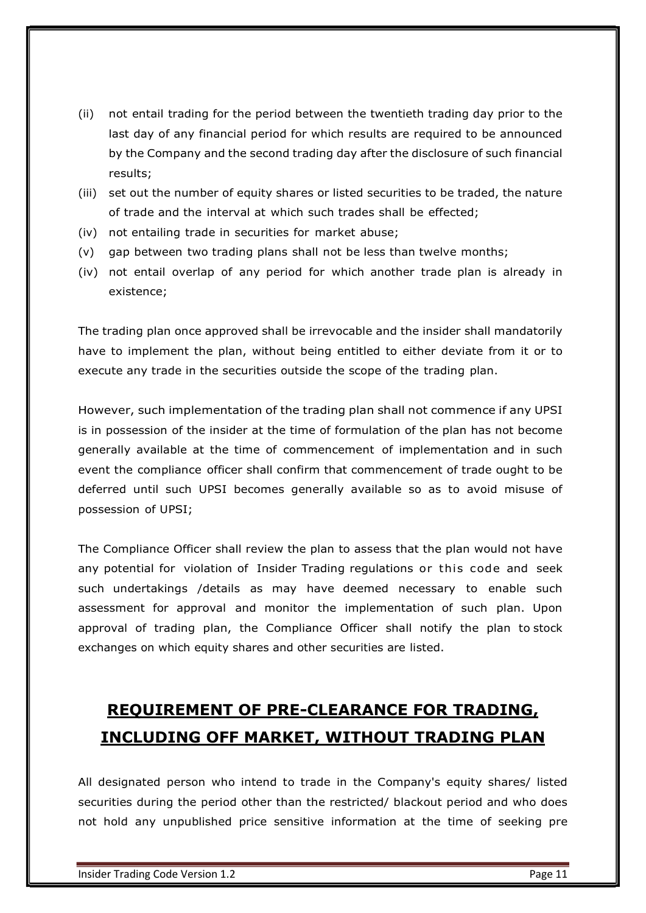(ii) not entail trading for the period between the twentieth trading day prior to the last day of any financial period for which results are required to be announced by the Company and the second trading day after the disclosure of such financial results;

(iii) set out the number of equity shares or listed securities to be traded, the nature of trade and the interval at which such trades shall be effected;

(iv) not entailing trade in securities for market abuse;

(v) gap between two trading plans shall not be less than twelve months;

(iv) not entail overlap of any period for which another trade plan is already in existence;

The trading plan once approved shall be irrevocable and the insider shall mandatorily have to implement the plan, without being entitled to either deviate from it or to execute any trade in the securities outside the scope of the trading plan.

However, such implementation of the trading plan shall not commence if any UPSI is in possession of the insider at the time of formulation of the plan has not become generally available at the time of commencement of implementation and in such event the compliance officer shall confirm that commencement of trade ought to be deferred until such UPSI becomes generally available so as to avoid misuse of possession of UPSI;

The Compliance Officer shall review the plan to assess that the plan would not have any potential for violation of Insider Trading regulations or this code and seek such undertakings /details as may have deemed necessary to enable such assessment for approval and monitor the implementation of such plan. Upon approval of trading plan, the Compliance Officer shall notify the plan to stock exchanges on which equity shares and other securities are listed.

## REQUIREMENT OF PRE-CLEARANCE FOR TRADING, INCLUDING OFF MARKET, WITHOUT TRADING PLAN

All designated person who intend to trade in the Company's equity shares/ listed securities during the period other than the restricted/ blackout period and who does not hold any unpublished price sensitive information at the time of seeking pre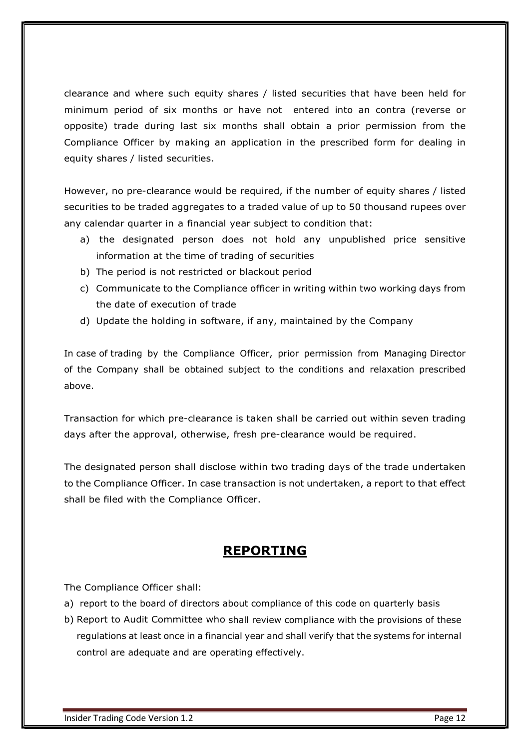clearance and where such equity shares / listed securities that have been held for minimum period of six months or have not entered into an contra (reverse or opposite) trade during last six months shall obtain a prior permission from the Compliance Officer by making an application in the prescribed form for dealing in equity shares / listed securities.

However, no pre-clearance would be required, if the number of equity shares / listed securities to be traded aggregates to a traded value of up to 50 thousand rupees over any calendar quarter in a financial year subject to condition that:

a) the designated person does not hold any unpublished price sensitive information at the time of trading of securities
b) The period is not restricted or blackout period
c) Communicate to the Compliance officer in writing within two working days from the date of execution of trade
d) Update the holding in software, if any, maintained by the Company

In case of trading by the Compliance Officer, prior permission from Managing Director of the Company shall be obtained subject to the conditions and relaxation prescribed above.

Transaction for which pre-clearance is taken shall be carried out within seven trading days after the approval, otherwise, fresh pre-clearance would be required.

The designated person shall disclose within two trading days of the trade undertaken to the Compliance Officer. In case transaction is not undertaken, a report to that effect shall be filed with the Compliance Officer.

## REPORTING

The Compliance Officer shall:

a) report to the board of directors about compliance of this code on quarterly basis
b) Report to Audit Committee who shall review compliance with the provisions of these regulations at least once in a financial year and shall verify that the systems for internal control are adequate and are operating effectively.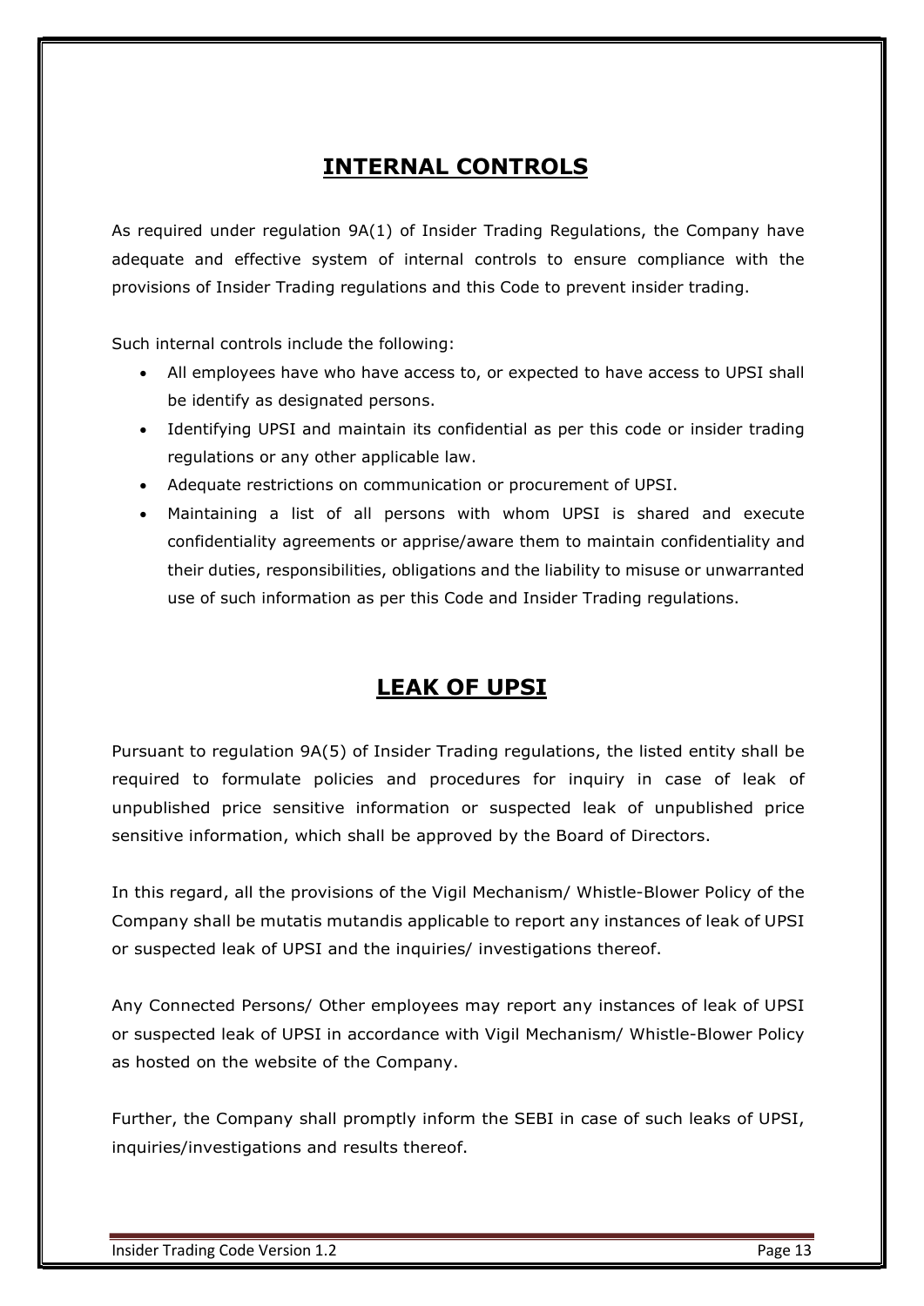## INTERNAL CONTROLS

As required under regulation 9A(1) of Insider Trading Regulations, the Company have adequate and effective system of internal controls to ensure compliance with the provisions of Insider Trading regulations and this Code to prevent insider trading.

Such internal controls include the following:

- All employees have who have access to, or expected to have access to UPSI shall be identify as designated persons.
- Identifying UPSI and maintain its confidential as per this code or insider trading regulations or any other applicable law.
- Adequate restrictions on communication or procurement of UPSI.
- Maintaining a list of all persons with whom UPSI is shared and execute confidentiality agreements or apprise/aware them to maintain confidentiality and their duties, responsibilities, obligations and the liability to misuse or unwarranted use of such information as per this Code and Insider Trading regulations.

## LEAK OF UPSI

Pursuant to regulation 9A(5) of Insider Trading regulations, the listed entity shall be required to formulate policies and procedures for inquiry in case of leak of unpublished price sensitive information or suspected leak of unpublished price sensitive information, which shall be approved by the Board of Directors.

In this regard, all the provisions of the Vigil Mechanism/ Whistle-Blower Policy of the Company shall be mutatis mutandis applicable to report any instances of leak of UPSI or suspected leak of UPSI and the inquiries/ investigations thereof.

Any Connected Persons/ Other employees may report any instances of leak of UPSI or suspected leak of UPSI in accordance with Vigil Mechanism/ Whistle-Blower Policy as hosted on the website of the Company.

Further, the Company shall promptly inform the SEBI in case of such leaks of UPSI, inquiries/investigations and results thereof.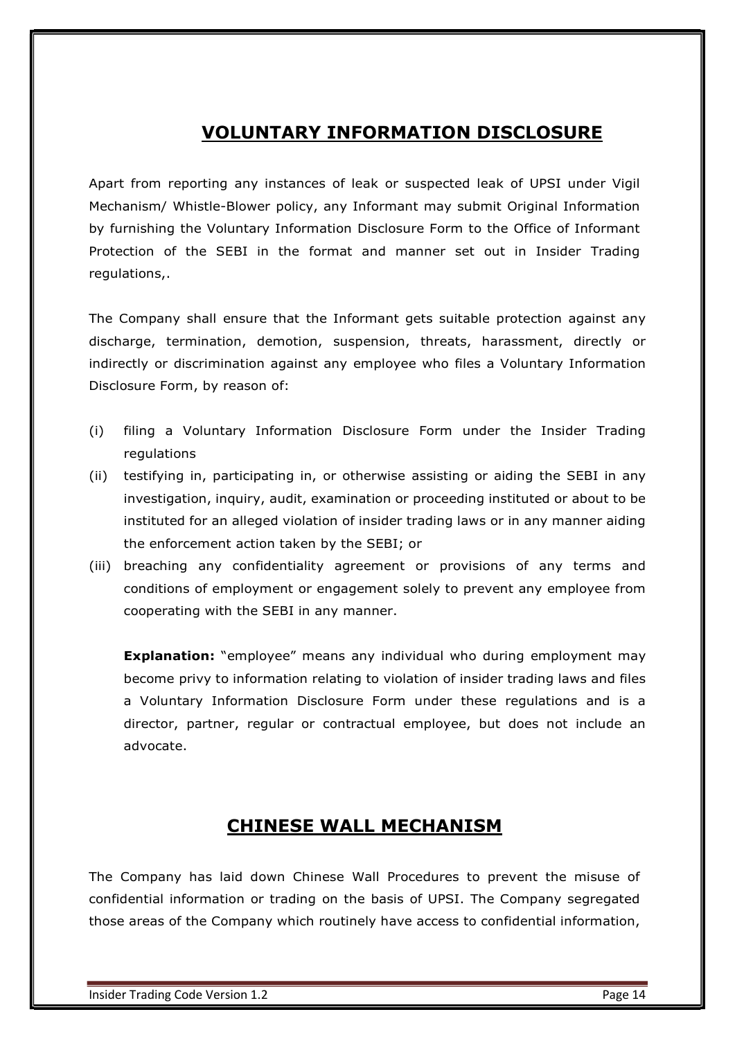## VOLUNTARY INFORMATION DISCLOSURE

Apart from reporting any instances of leak or suspected leak of UPSI under Vigil Mechanism/ Whistle-Blower policy, any Informant may submit Original Information by furnishing the Voluntary Information Disclosure Form to the Office of Informant Protection of the SEBI in the format and manner set out in Insider Trading regulations,.

The Company shall ensure that the Informant gets suitable protection against any discharge, termination, demotion, suspension, threats, harassment, directly or indirectly or discrimination against any employee who files a Voluntary Information Disclosure Form, by reason of:

(i) filing a Voluntary Information Disclosure Form under the Insider Trading regulations

(ii) testifying in, participating in, or otherwise assisting or aiding the SEBI in any investigation, inquiry, audit, examination or proceeding instituted or about to be instituted for an alleged violation of insider trading laws or in any manner aiding the enforcement action taken by the SEBI; or

(iii) breaching any confidentiality agreement or provisions of any terms and conditions of employment or engagement solely to prevent any employee from cooperating with the SEBI in any manner.

**Explanation:** "employee" means any individual who during employment may become privy to information relating to violation of insider trading laws and files a Voluntary Information Disclosure Form under these regulations and is a director, partner, regular or contractual employee, but does not include an advocate.

## CHINESE WALL MECHANISM

The Company has laid down Chinese Wall Procedures to prevent the misuse of confidential information or trading on the basis of UPSI. The Company segregated those areas of the Company which routinely have access to confidential information,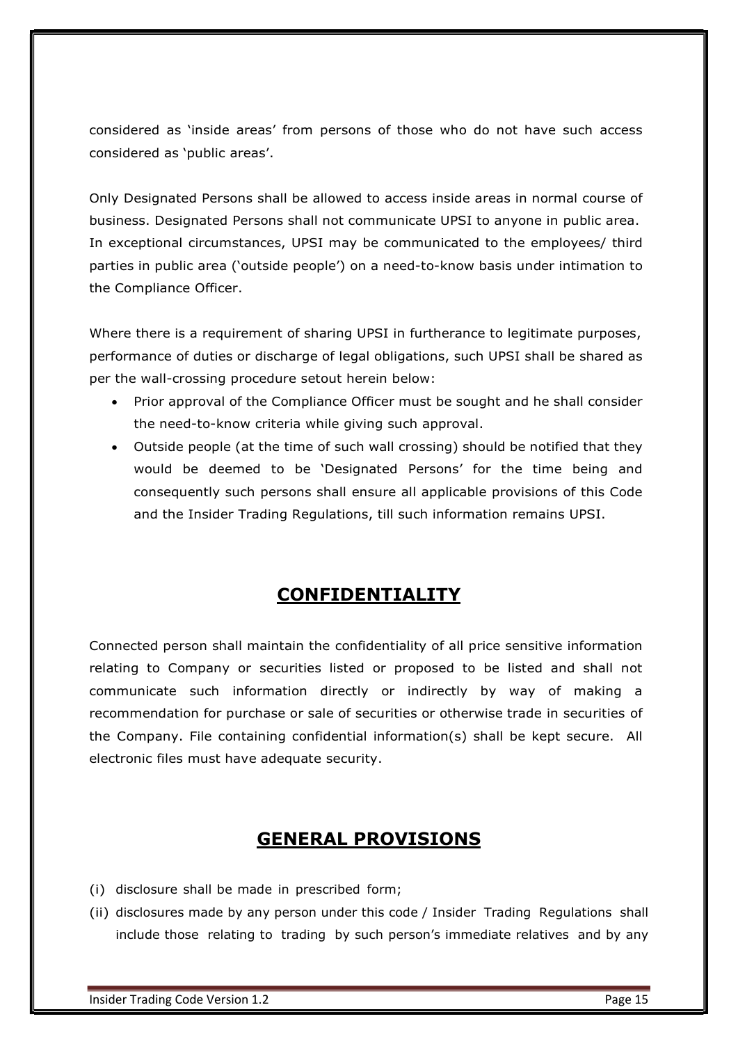considered as 'inside areas' from persons of those who do not have such access considered as 'public areas'.

Only Designated Persons shall be allowed to access inside areas in normal course of business. Designated Persons shall not communicate UPSI to anyone in public area. In exceptional circumstances, UPSI may be communicated to the employees/ third parties in public area ('outside people') on a need-to-know basis under intimation to the Compliance Officer.

Where there is a requirement of sharing UPSI in furtherance to legitimate purposes, performance of duties or discharge of legal obligations, such UPSI shall be shared as per the wall-crossing procedure setout herein below:

- Prior approval of the Compliance Officer must be sought and he shall consider the need-to-know criteria while giving such approval.
- Outside people (at the time of such wall crossing) should be notified that they would be deemed to be 'Designated Persons' for the time being and consequently such persons shall ensure all applicable provisions of this Code and the Insider Trading Regulations, till such information remains UPSI.

## CONFIDENTIALITY

Connected person shall maintain the confidentiality of all price sensitive information relating to Company or securities listed or proposed to be listed and shall not communicate such information directly or indirectly by way of making a recommendation for purchase or sale of securities or otherwise trade in securities of the Company. File containing confidential information(s) shall be kept secure. All electronic files must have adequate security.

## GENERAL PROVISIONS

(i) disclosure shall be made in prescribed form;

(ii) disclosures made by any person under this code / Insider Trading Regulations shall include those relating to trading by such person's immediate relatives and by any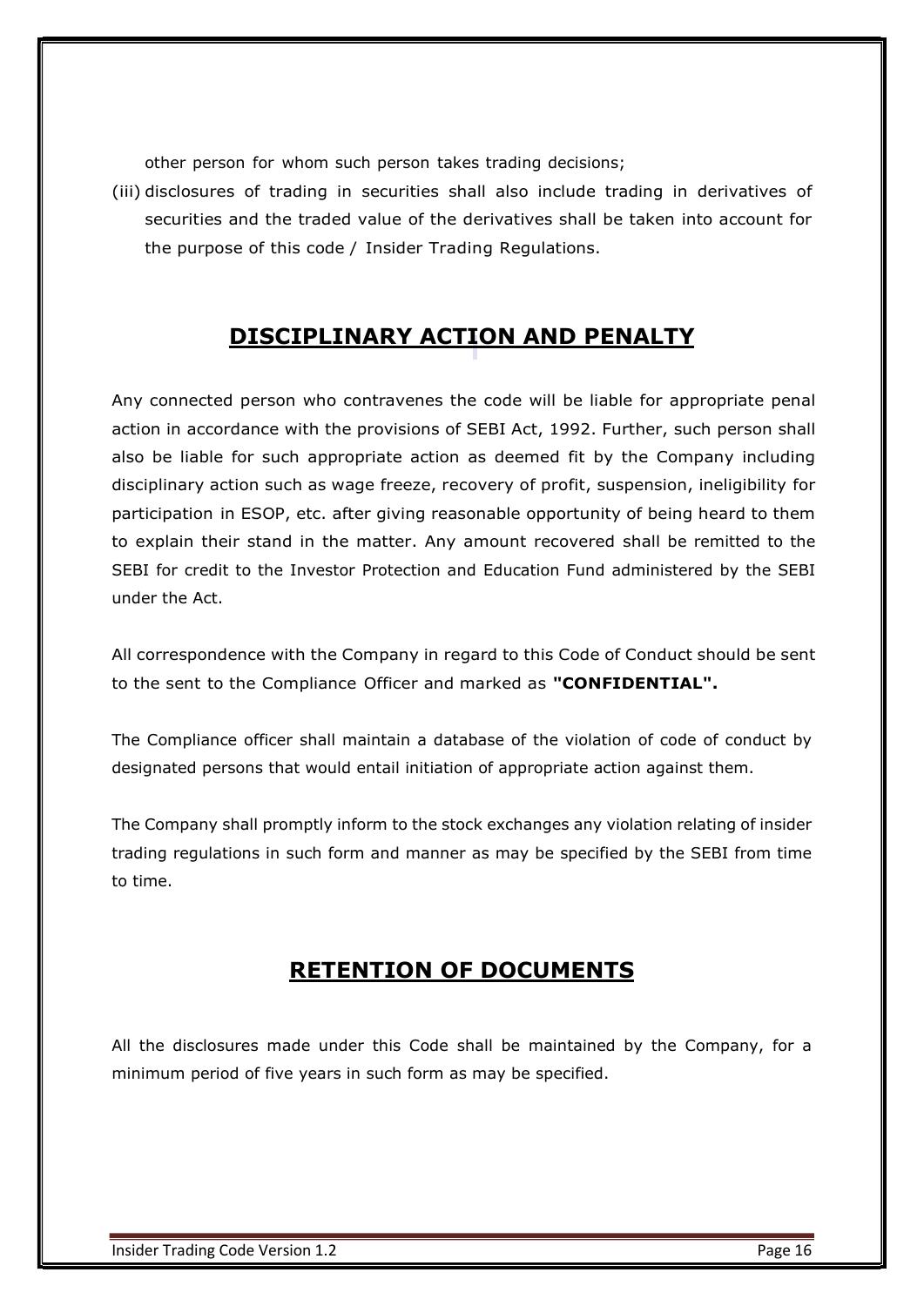other person for whom such person takes trading decisions;

(iii) disclosures of trading in securities shall also include trading in derivatives of securities and the traded value of the derivatives shall be taken into account for the purpose of this code / Insider Trading Regulations.

## DISCIPLINARY ACTION AND PENALTY

Any connected person who contravenes the code will be liable for appropriate penal action in accordance with the provisions of SEBI Act, 1992. Further, such person shall also be liable for such appropriate action as deemed fit by the Company including disciplinary action such as wage freeze, recovery of profit, suspension, ineligibility for participation in ESOP, etc. after giving reasonable opportunity of being heard to them to explain their stand in the matter. Any amount recovered shall be remitted to the SEBI for credit to the Investor Protection and Education Fund administered by the SEBI under the Act.

All correspondence with the Company in regard to this Code of Conduct should be sent to the sent to the Compliance Officer and marked as **"CONFIDENTIAL".**

The Compliance officer shall maintain a database of the violation of code of conduct by designated persons that would entail initiation of appropriate action against them.

The Company shall promptly inform to the stock exchanges any violation relating of insider trading regulations in such form and manner as may be specified by the SEBI from time to time.

## RETENTION OF DOCUMENTS

All the disclosures made under this Code shall be maintained by the Company, for a minimum period of five years in such form as may be specified.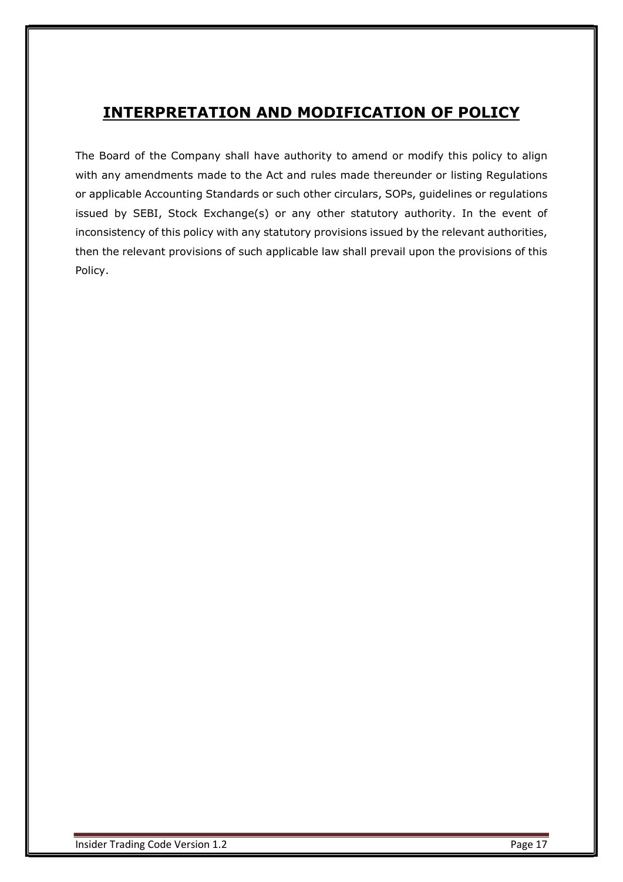# INTERPRETATION AND MODIFICATION OF POLICY

The Board of the Company shall have authority to amend or modify this policy to align with any amendments made to the Act and rules made thereunder or listing Regulations or applicable Accounting Standards or such other circulars, SOPs, guidelines or regulations issued by SEBI, Stock Exchange(s) or any other statutory authority. In the event of inconsistency of this policy with any statutory provisions issued by the relevant authorities, then the relevant provisions of such applicable law shall prevail upon the provisions of this Policy.